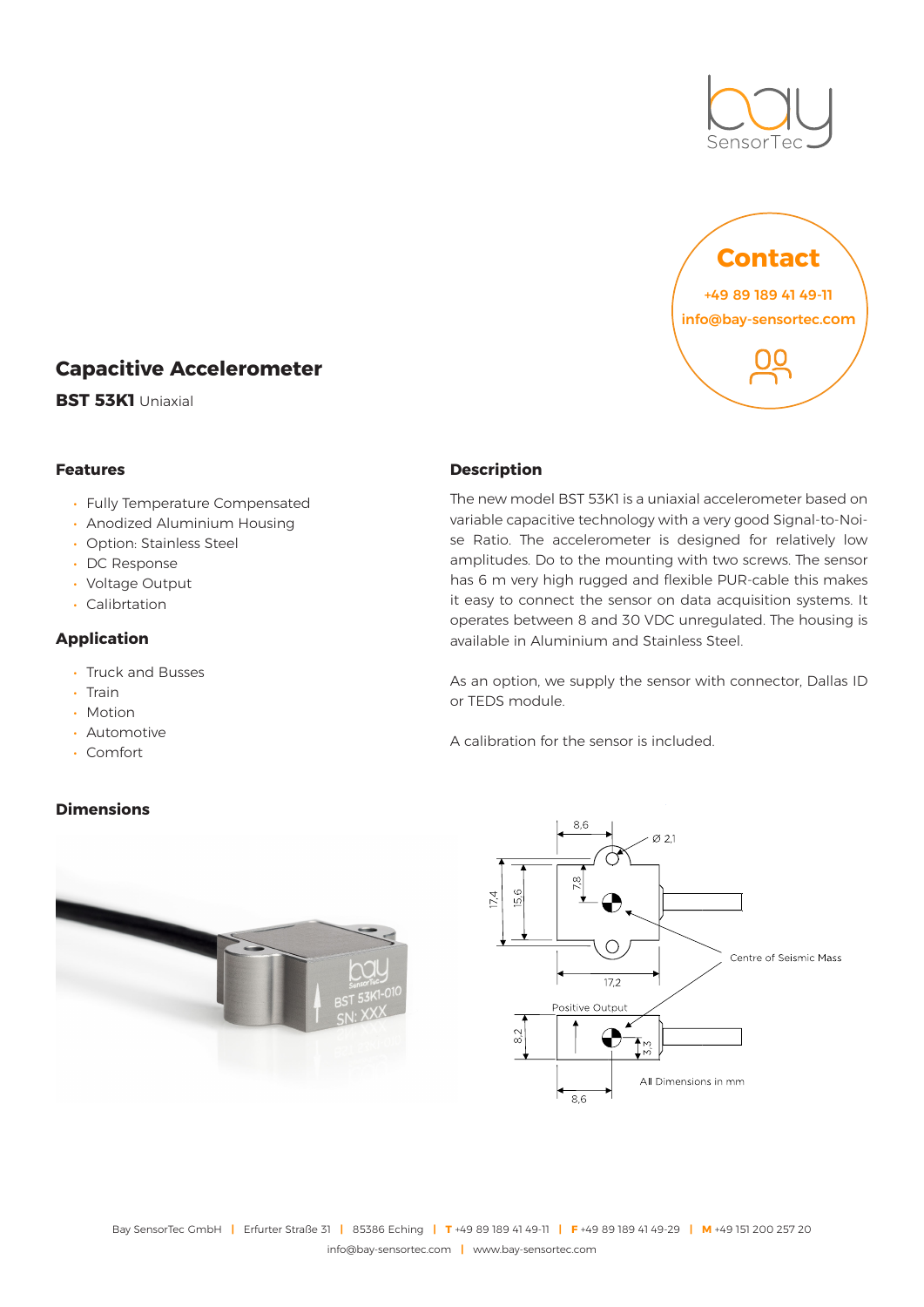## Contact

+49 89 189 41 49-11

info@bay-sensortec.com

# Capacitive Accelerometer

**BST 53K1** Uniaxial

### Features

- Fully Temperature Compensated
- Anodized Aluminium Housing
- Option: Stainless Steel
- DC Response
- Voltage Output
- Calibrtation

### Application

- Truck and Busses
- Train
- Motion
- Automotive
- Comfort

### Description

The new model BST 53K1 is a uniaxial accelerometer based on variable capacitive technology with a very good Signal-to-Noise Ratio. The accelerometer is designed for relatively low amplitudes. Do to the mounting with two screws. The sensor has 6 m very high rugged and flexible PUR-cable this makes it easy to connect the sensor on data acquisition systems. It operates between 8 and 30 VDC unregulated. The housing is available in Aluminium and Stainless Steel.

As an option, we supply the sensor with connector, Dallas ID or TEDS module.

A calibration for the sensor is included.

### Dimensions

Centre of Seismic Mass

Positive Output

All Dimensions in mm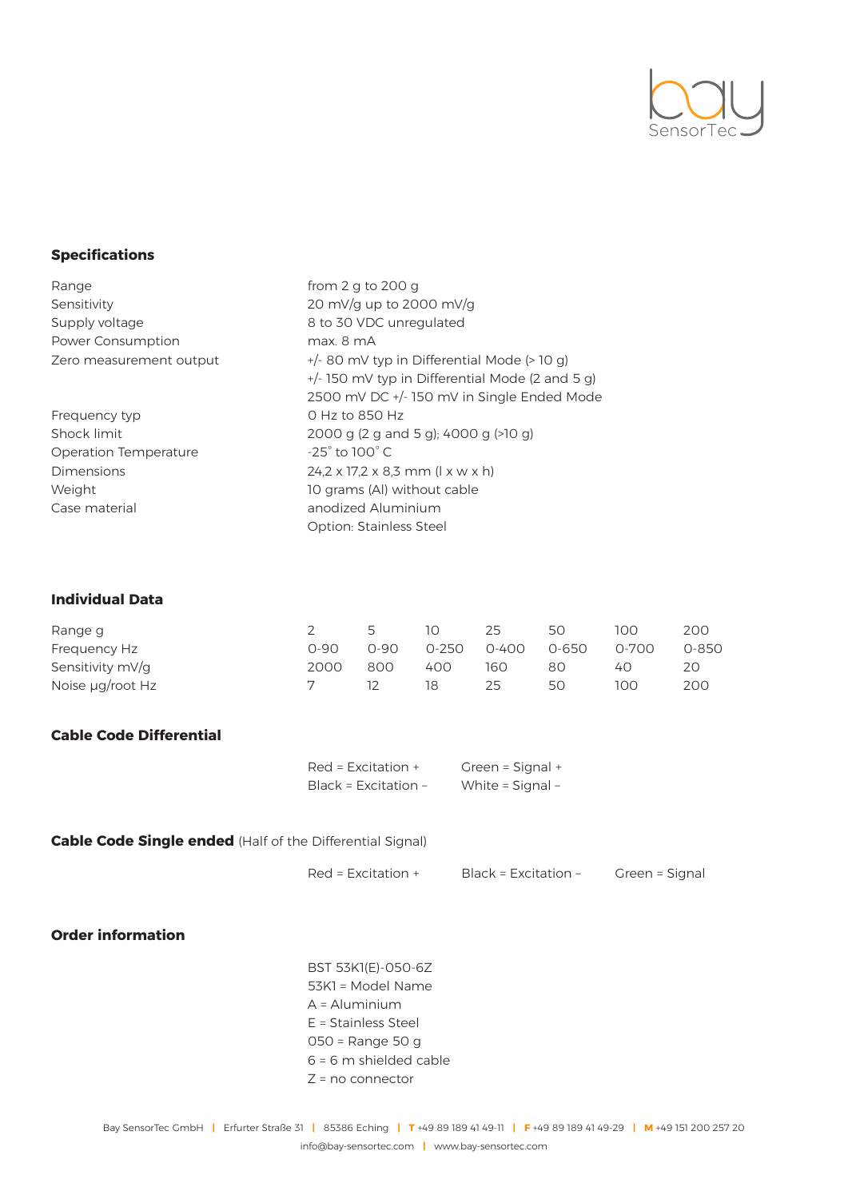## Specifications

| | |
|---|---|
| Range | from 2 g to 200 g |
| Sensitivity | 20 mV/g up to 2000 mV/g |
| Supply voltage | 8 to 30 VDC unregulated |
| Power Consumption | max. 8 mA |
| Zero measurement output | +/- 80 mV typ in Differential Mode (> 10 g)<br>+/- 150 mV typ in Differential Mode (2 and 5 g)<br>2500 mV DC +/- 150 mV in Single Ended Mode |
| Frequency typ | 0 Hz to 850 Hz |
| Shock limit | 2000 g (2 g and 5 g); 4000 g (>10 g) |
| Operation Temperature | -25° to 100° C |
| Dimensions | 24,2 x 17,2 x 8,3 mm (l x w x h) |
| Weight | 10 grams (Al) without cable |
| Case material | anodized Aluminium<br>Option: Stainless Steel |

## Individual Data

| | | | | | | | |
|---|---|---|---|---|---|---|---|
| Range g | 2 | 5 | 10 | 25 | 50 | 100 | 200 |
| Frequency Hz | 0-90 | 0-90 | 0-250 | 0-400 | 0-650 | 0-700 | 0-850 |
| Sensitivity mV/g | 2000 | 800 | 400 | 160 | 80 | 40 | 20 |
| Noise µg/root Hz | 7 | 12 | 18 | 25 | 50 | 100 | 200 |

## Cable Code Differential

Red = Excitation + | Green = Signal +
Black = Excitation – | White = Signal –

## Cable Code Single ended (Half of the Differential Signal)

Red = Excitation + | Black = Excitation – | Green = Signal

## Order information

BST 53K1(E)-050-6Z
53K1 = Model Name
A = Aluminium
E = Stainless Steel
050 = Range 50 g
6 = 6 m shielded cable
Z = no connector

Bay SensorTec GmbH | Erfurter Straße 31 | 85386 Eching | T +49 89 189 41 49-11 | F +49 89 189 41 49-29 | M +49 151 200 257 20
info@bay-sensortec.com | www.bay-sensortec.com